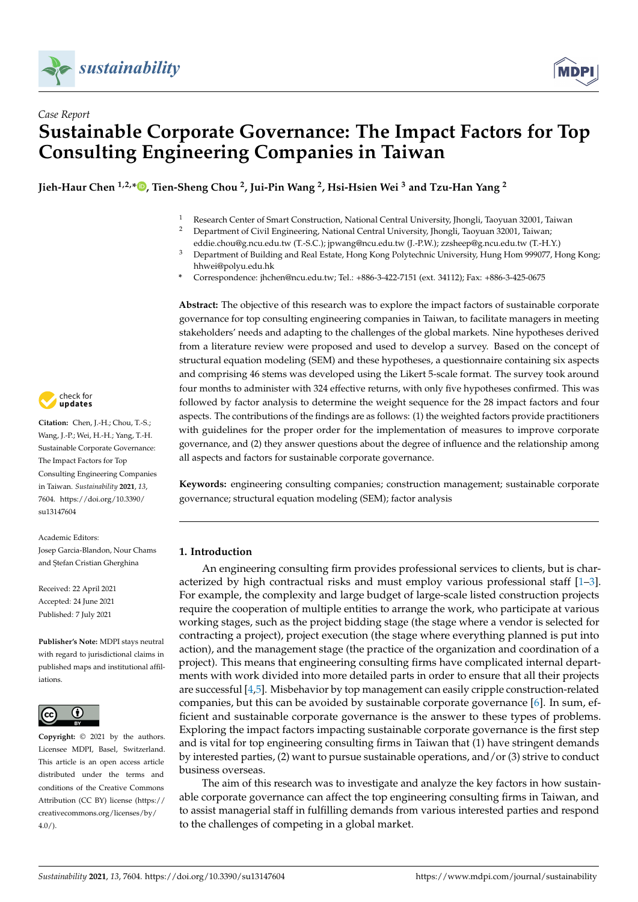*Case Report*

# Sustainable Corporate Governance: The Impact Factors for Top Consulting Engineering Companies in Taiwan

**Jieh-Haur Chen [1,2,*], Tien-Sheng Chou [2], Jui-Pin Wang [2], Hsi-Hsien Wei [3] and Tzu-Han Yang [2]**

[1] Research Center of Smart Construction, National Central University, Jhongli, Taoyuan 32001, Taiwan
[2] Department of Civil Engineering, National Central University, Jhongli, Taoyuan 32001, Taiwan; eddie.chou@g.ncu.edu.tw (T.-S.C.); jpwang@ncu.edu.tw (J.-P.W.); zzsheep@g.ncu.edu.tw (T.-H.Y.)
[3] Department of Building and Real Estate, Hong Kong Polytechnic University, Hung Hom 999077, Hong Kong; hhwei@polyu.edu.hk
* Correspondence: jhchen@ncu.edu.tw; Tel.: +886-3-422-7151 (ext. 34112); Fax: +886-3-425-0675

**Citation:** Chen, J.-H.; Chou, T.-S.; Wang, J.-P.; Wei, H.-H.; Yang, T.-H. Sustainable Corporate Governance: The Impact Factors for Top Consulting Engineering Companies in Taiwan. *Sustainability* **2021**, *13*, 7604. https://doi.org/10.3390/su13147604

Academic Editors: Josep Garcia-Blandon, Nour Chams and Ştefan Cristian Gherghina

Received: 22 April 2021
Accepted: 24 June 2021
Published: 7 July 2021

**Publisher's Note:** MDPI stays neutral with regard to jurisdictional claims in published maps and institutional affiliations.

**Copyright:** © 2021 by the authors. Licensee MDPI, Basel, Switzerland. This article is an open access article distributed under the terms and conditions of the Creative Commons Attribution (CC BY) license (https://creativecommons.org/licenses/by/4.0/).

**Abstract:** The objective of this research was to explore the impact factors of sustainable corporate governance for top consulting engineering companies in Taiwan, to facilitate managers in meeting stakeholders' needs and adapting to the challenges of the global markets. Nine hypotheses derived from a literature review were proposed and used to develop a survey. Based on the concept of structural equation modeling (SEM) and these hypotheses, a questionnaire containing six aspects and comprising 46 stems was developed using the Likert 5-scale format. The survey took around four months to administer with 324 effective returns, with only five hypotheses confirmed. This was followed by factor analysis to determine the weight sequence for the 28 impact factors and four aspects. The contributions of the findings are as follows: (1) the weighted factors provide practitioners with guidelines for the proper order for the implementation of measures to improve corporate governance, and (2) they answer questions about the degree of influence and the relationship among all aspects and factors for sustainable corporate governance.

**Keywords:** engineering consulting companies; construction management; sustainable corporate governance; structural equation modeling (SEM); factor analysis

## 1. Introduction

An engineering consulting firm provides professional services to clients, but is characterized by high contractual risks and must employ various professional staff [1–3]. For example, the complexity and large budget of large-scale listed construction projects require the cooperation of multiple entities to arrange the work, who participate at various working stages, such as the project bidding stage (the stage where a vendor is selected for contracting a project), project execution (the stage where everything planned is put into action), and the management stage (the practice of the organization and coordination of a project). This means that engineering consulting firms have complicated internal departments with work divided into more detailed parts in order to ensure that all their projects are successful [4,5]. Misbehavior by top management can easily cripple construction-related companies, but this can be avoided by sustainable corporate governance [6]. In sum, efficient and sustainable corporate governance is the answer to these types of problems. Exploring the impact factors impacting sustainable corporate governance is the first step and is vital for top engineering consulting firms in Taiwan that (1) have stringent demands by interested parties, (2) want to pursue sustainable operations, and/or (3) strive to conduct business overseas.

The aim of this research was to investigate and analyze the key factors in how sustainable corporate governance can affect the top engineering consulting firms in Taiwan, and to assist managerial staff in fulfilling demands from various interested parties and respond to the challenges of competing in a global market.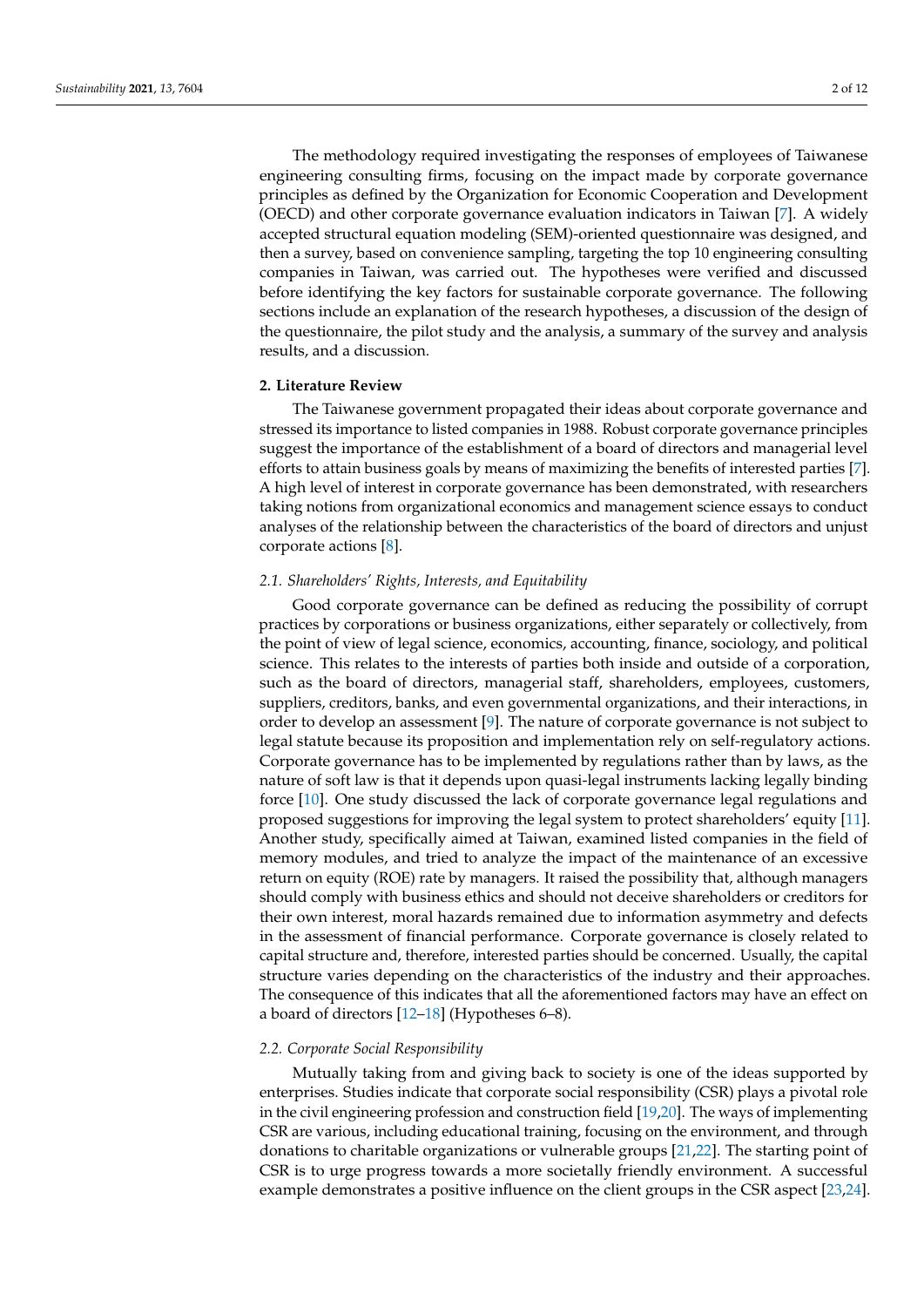The methodology required investigating the responses of employees of Taiwanese engineering consulting firms, focusing on the impact made by corporate governance principles as defined by the Organization for Economic Cooperation and Development (OECD) and other corporate governance evaluation indicators in Taiwan [7]. A widely accepted structural equation modeling (SEM)-oriented questionnaire was designed, and then a survey, based on convenience sampling, targeting the top 10 engineering consulting companies in Taiwan, was carried out. The hypotheses were verified and discussed before identifying the key factors for sustainable corporate governance. The following sections include an explanation of the research hypotheses, a discussion of the design of the questionnaire, the pilot study and the analysis, a summary of the survey and analysis results, and a discussion.

## 2. Literature Review

The Taiwanese government propagated their ideas about corporate governance and stressed its importance to listed companies in 1988. Robust corporate governance principles suggest the importance of the establishment of a board of directors and managerial level efforts to attain business goals by means of maximizing the benefits of interested parties [7]. A high level of interest in corporate governance has been demonstrated, with researchers taking notions from organizational economics and management science essays to conduct analyses of the relationship between the characteristics of the board of directors and unjust corporate actions [8].

### 2.1. Shareholders' Rights, Interests, and Equitability

Good corporate governance can be defined as reducing the possibility of corrupt practices by corporations or business organizations, either separately or collectively, from the point of view of legal science, economics, accounting, finance, sociology, and political science. This relates to the interests of parties both inside and outside of a corporation, such as the board of directors, managerial staff, shareholders, employees, customers, suppliers, creditors, banks, and even governmental organizations, and their interactions, in order to develop an assessment [9]. The nature of corporate governance is not subject to legal statute because its proposition and implementation rely on self-regulatory actions. Corporate governance has to be implemented by regulations rather than by laws, as the nature of soft law is that it depends upon quasi-legal instruments lacking legally binding force [10]. One study discussed the lack of corporate governance legal regulations and proposed suggestions for improving the legal system to protect shareholders' equity [11]. Another study, specifically aimed at Taiwan, examined listed companies in the field of memory modules, and tried to analyze the impact of the maintenance of an excessive return on equity (ROE) rate by managers. It raised the possibility that, although managers should comply with business ethics and should not deceive shareholders or creditors for their own interest, moral hazards remained due to information asymmetry and defects in the assessment of financial performance. Corporate governance is closely related to capital structure and, therefore, interested parties should be concerned. Usually, the capital structure varies depending on the characteristics of the industry and their approaches. The consequence of this indicates that all the aforementioned factors may have an effect on a board of directors [12–18] (Hypotheses 6–8).

### 2.2. Corporate Social Responsibility

Mutually taking from and giving back to society is one of the ideas supported by enterprises. Studies indicate that corporate social responsibility (CSR) plays a pivotal role in the civil engineering profession and construction field [19,20]. The ways of implementing CSR are various, including educational training, focusing on the environment, and through donations to charitable organizations or vulnerable groups [21,22]. The starting point of CSR is to urge progress towards a more societally friendly environment. A successful example demonstrates a positive influence on the client groups in the CSR aspect [23,24].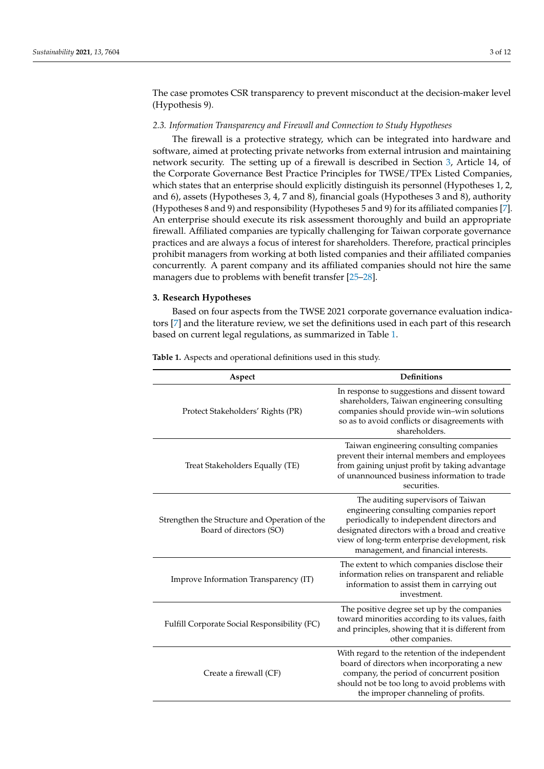The case promotes CSR transparency to prevent misconduct at the decision-maker level (Hypothesis 9).

### 2.3. Information Transparency and Firewall and Connection to Study Hypotheses

The firewall is a protective strategy, which can be integrated into hardware and software, aimed at protecting private networks from external intrusion and maintaining network security. The setting up of a firewall is described in Section 3, Article 14, of the Corporate Governance Best Practice Principles for TWSE/TPEx Listed Companies, which states that an enterprise should explicitly distinguish its personnel (Hypotheses 1, 2, and 6), assets (Hypotheses 3, 4, 7 and 8), financial goals (Hypotheses 3 and 8), authority (Hypotheses 8 and 9) and responsibility (Hypotheses 5 and 9) for its affiliated companies [7]. An enterprise should execute its risk assessment thoroughly and build an appropriate firewall. Affiliated companies are typically challenging for Taiwan corporate governance practices and are always a focus of interest for shareholders. Therefore, practical principles prohibit managers from working at both listed companies and their affiliated companies concurrently. A parent company and its affiliated companies should not hire the same managers due to problems with benefit transfer [25–28].

## 3. Research Hypotheses

Based on four aspects from the TWSE 2021 corporate governance evaluation indicators [7] and the literature review, we set the definitions used in each part of this research based on current legal regulations, as summarized in Table 1.

**Table 1.** Aspects and operational definitions used in this study.

| Aspect | Definitions |
| --- | --- |
| Protect Stakeholders' Rights (PR) | In response to suggestions and dissent toward shareholders, Taiwan engineering consulting companies should provide win–win solutions so as to avoid conflicts or disagreements with shareholders. |
| Treat Stakeholders Equally (TE) | Taiwan engineering consulting companies prevent their internal members and employees from gaining unjust profit by taking advantage of unannounced business information to trade securities. |
| Strengthen the Structure and Operation of the Board of directors (SO) | The auditing supervisors of Taiwan engineering consulting companies report periodically to independent directors and designated directors with a broad and creative view of long-term enterprise development, risk management, and financial interests. |
| Improve Information Transparency (IT) | The extent to which companies disclose their information relies on transparent and reliable information to assist them in carrying out investment. |
| Fulfill Corporate Social Responsibility (FC) | The positive degree set up by the companies toward minorities according to its values, faith and principles, showing that it is different from other companies. |
| Create a firewall (CF) | With regard to the retention of the independent board of directors when incorporating a new company, the period of concurrent position should not be too long to avoid problems with the improper channeling of profits. |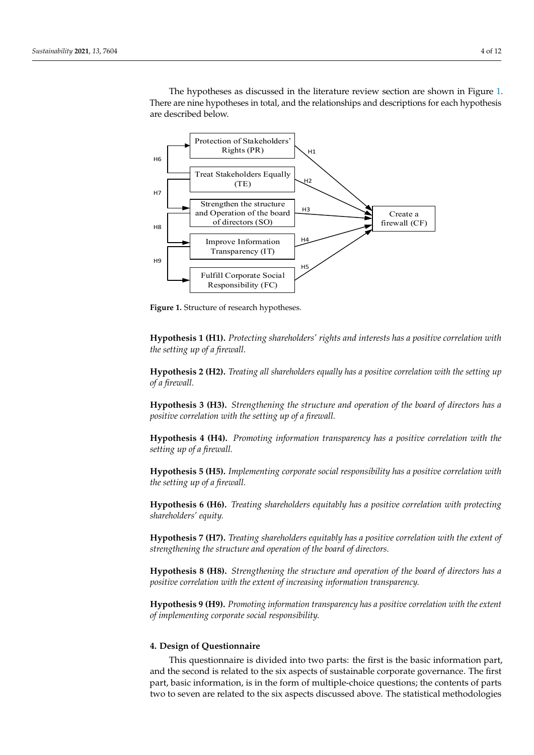The hypotheses as discussed in the literature review section are shown in Figure 1. There are nine hypotheses in total, and the relationships and descriptions for each hypothesis are described below.

**Figure 1.** Structure of research hypotheses.

**Hypothesis 1 (H1).** *Protecting shareholders' rights and interests has a positive correlation with the setting up of a firewall.*

**Hypothesis 2 (H2).** *Treating all shareholders equally has a positive correlation with the setting up of a firewall.*

**Hypothesis 3 (H3).** *Strengthening the structure and operation of the board of directors has a positive correlation with the setting up of a firewall.*

**Hypothesis 4 (H4).** *Promoting information transparency has a positive correlation with the setting up of a firewall.*

**Hypothesis 5 (H5).** *Implementing corporate social responsibility has a positive correlation with the setting up of a firewall.*

**Hypothesis 6 (H6).** *Treating shareholders equitably has a positive correlation with protecting shareholders' equity.*

**Hypothesis 7 (H7).** *Treating shareholders equitably has a positive correlation with the extent of strengthening the structure and operation of the board of directors.*

**Hypothesis 8 (H8).** *Strengthening the structure and operation of the board of directors has a positive correlation with the extent of increasing information transparency.*

**Hypothesis 9 (H9).** *Promoting information transparency has a positive correlation with the extent of implementing corporate social responsibility.*

## 4. Design of Questionnaire

This questionnaire is divided into two parts: the first is the basic information part, and the second is related to the six aspects of sustainable corporate governance. The first part, basic information, is in the form of multiple-choice questions; the contents of parts two to seven are related to the six aspects discussed above. The statistical methodologies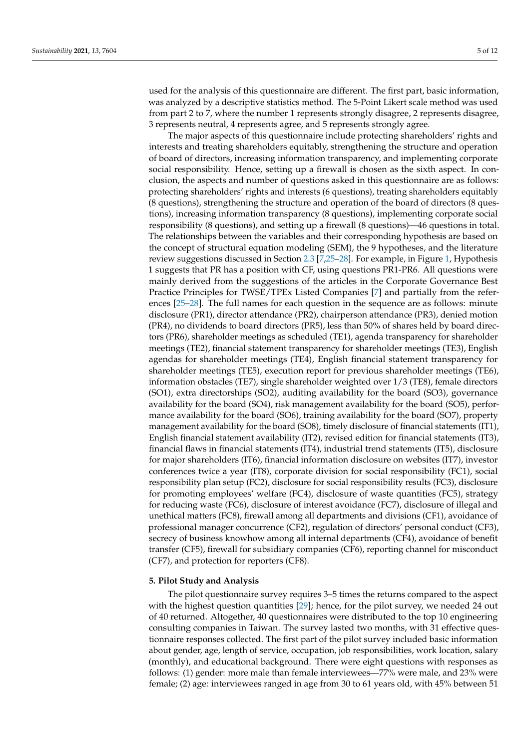used for the analysis of this questionnaire are different. The first part, basic information, was analyzed by a descriptive statistics method. The 5-Point Likert scale method was used from part 2 to 7, where the number 1 represents strongly disagree, 2 represents disagree, 3 represents neutral, 4 represents agree, and 5 represents strongly agree.

The major aspects of this questionnaire include protecting shareholders' rights and interests and treating shareholders equitably, strengthening the structure and operation of board of directors, increasing information transparency, and implementing corporate social responsibility. Hence, setting up a firewall is chosen as the sixth aspect. In conclusion, the aspects and number of questions asked in this questionnaire are as follows: protecting shareholders' rights and interests (6 questions), treating shareholders equitably (8 questions), strengthening the structure and operation of the board of directors (8 questions), increasing information transparency (8 questions), implementing corporate social responsibility (8 questions), and setting up a firewall (8 questions)—46 questions in total. The relationships between the variables and their corresponding hypothesis are based on the concept of structural equation modeling (SEM), the 9 hypotheses, and the literature review suggestions discussed in Section 2.3 [7,25–28]. For example, in Figure 1, Hypothesis 1 suggests that PR has a position with CF, using questions PR1-PR6. All questions were mainly derived from the suggestions of the articles in the Corporate Governance Best Practice Principles for TWSE/TPEx Listed Companies [7] and partially from the references [25–28]. The full names for each question in the sequence are as follows: minute disclosure (PR1), director attendance (PR2), chairperson attendance (PR3), denied motion (PR4), no dividends to board directors (PR5), less than 50% of shares held by board directors (PR6), shareholder meetings as scheduled (TE1), agenda transparency for shareholder meetings (TE2), financial statement transparency for shareholder meetings (TE3), English agendas for shareholder meetings (TE4), English financial statement transparency for shareholder meetings (TE5), execution report for previous shareholder meetings (TE6), information obstacles (TE7), single shareholder weighted over 1/3 (TE8), female directors (SO1), extra directorships (SO2), auditing availability for the board (SO3), governance availability for the board (SO4), risk management availability for the board (SO5), performance availability for the board (SO6), training availability for the board (SO7), property management availability for the board (SO8), timely disclosure of financial statements (IT1), English financial statement availability (IT2), revised edition for financial statements (IT3), financial flaws in financial statements (IT4), industrial trend statements (IT5), disclosure for major shareholders (IT6), financial information disclosure on websites (IT7), investor conferences twice a year (IT8), corporate division for social responsibility (FC1), social responsibility plan setup (FC2), disclosure for social responsibility results (FC3), disclosure for promoting employees' welfare (FC4), disclosure of waste quantities (FC5), strategy for reducing waste (FC6), disclosure of interest avoidance (FC7), disclosure of illegal and unethical matters (FC8), firewall among all departments and divisions (CF1), avoidance of professional manager concurrence (CF2), regulation of directors' personal conduct (CF3), secrecy of business knowhow among all internal departments (CF4), avoidance of benefit transfer (CF5), firewall for subsidiary companies (CF6), reporting channel for misconduct (CF7), and protection for reporters (CF8).

## 5. Pilot Study and Analysis

The pilot questionnaire survey requires 3–5 times the returns compared to the aspect with the highest question quantities [29]; hence, for the pilot survey, we needed 24 out of 40 returned. Altogether, 40 questionnaires were distributed to the top 10 engineering consulting companies in Taiwan. The survey lasted two months, with 31 effective questionnaire responses collected. The first part of the pilot survey included basic information about gender, age, length of service, occupation, job responsibilities, work location, salary (monthly), and educational background. There were eight questions with responses as follows: (1) gender: more male than female interviewees—77% were male, and 23% were female; (2) age: interviewees ranged in age from 30 to 61 years old, with 45% between 51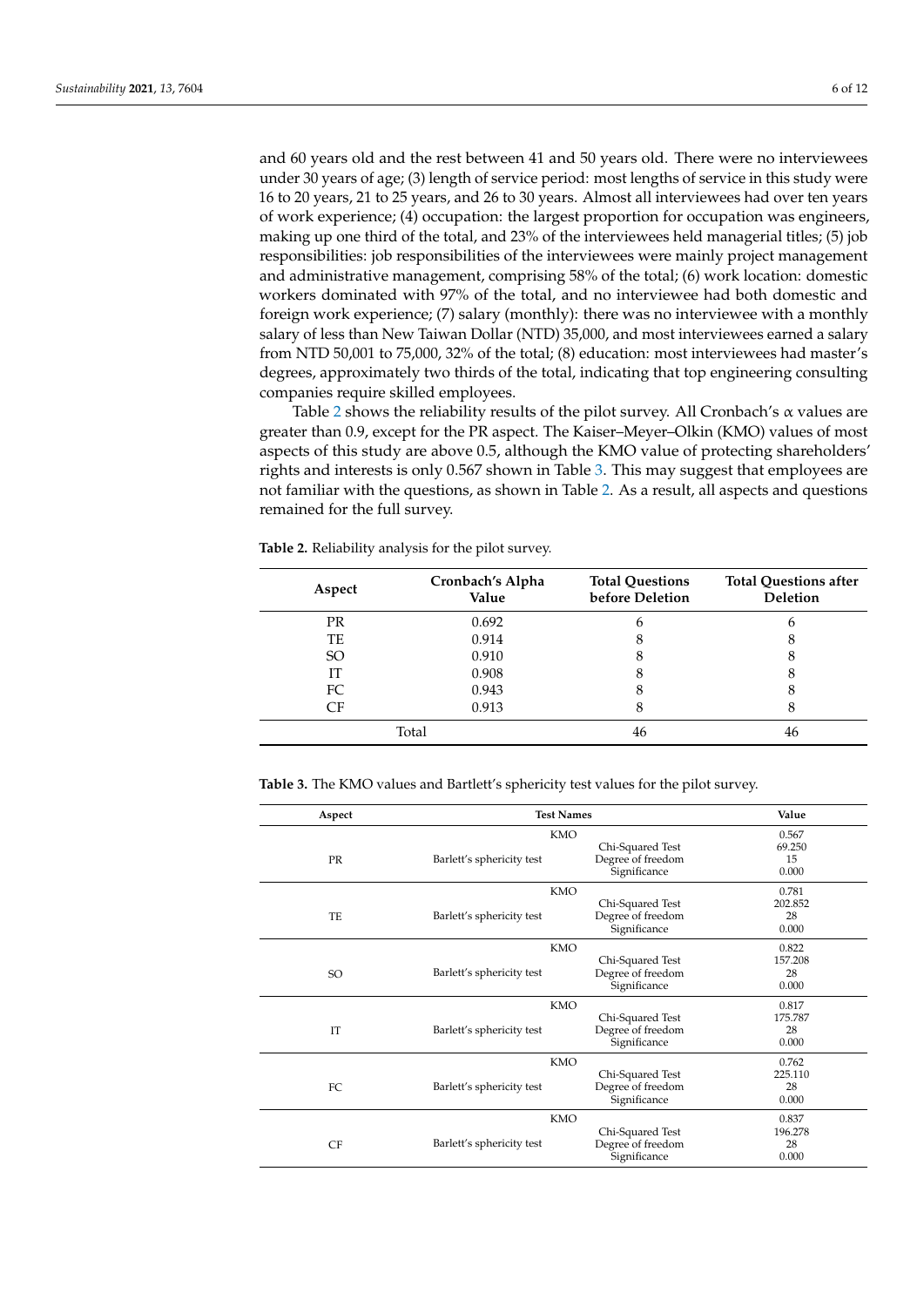and 60 years old and the rest between 41 and 50 years old. There were no interviewees under 30 years of age; (3) length of service period: most lengths of service in this study were 16 to 20 years, 21 to 25 years, and 26 to 30 years. Almost all interviewees had over ten years of work experience; (4) occupation: the largest proportion for occupation was engineers, making up one third of the total, and 23% of the interviewees held managerial titles; (5) job responsibilities: job responsibilities of the interviewees were mainly project management and administrative management, comprising 58% of the total; (6) work location: domestic workers dominated with 97% of the total, and no interviewee had both domestic and foreign work experience; (7) salary (monthly): there was no interviewee with a monthly salary of less than New Taiwan Dollar (NTD) 35,000, and most interviewees earned a salary from NTD 50,001 to 75,000, 32% of the total; (8) education: most interviewees had master's degrees, approximately two thirds of the total, indicating that top engineering consulting companies require skilled employees.

Table 2 shows the reliability results of the pilot survey. All Cronbach's α values are greater than 0.9, except for the PR aspect. The Kaiser–Meyer–Olkin (KMO) values of most aspects of this study are above 0.5, although the KMO value of protecting shareholders' rights and interests is only 0.567 shown in Table 3. This may suggest that employees are not familiar with the questions, as shown in Table 2. As a result, all aspects and questions remained for the full survey.

**Table 2.** Reliability analysis for the pilot survey.

| Aspect | Cronbach's Alpha Value | Total Questions before Deletion | Total Questions after Deletion |
|---|---|---|---|
| PR | 0.692 | 6 | 6 |
| TE | 0.914 | 8 | 8 |
| SO | 0.910 | 8 | 8 |
| IT | 0.908 | 8 | 8 |
| FC | 0.943 | 8 | 8 |
| CF | 0.913 | 8 | 8 |
| Total | | 46 | 46 |

**Table 3.** The KMO values and Bartlett's sphericity test values for the pilot survey.

| Aspect | Test Names | | Value |
|---|---|---|---|
| PR | KMO | | 0.567 |
| | Barlett's sphericity test | Chi-Squared Test | 69.250 |
| | | Degree of freedom | 15 |
| | | Significance | 0.000 |
| TE | KMO | | 0.781 |
| | Barlett's sphericity test | Chi-Squared Test | 202.852 |
| | | Degree of freedom | 28 |
| | | Significance | 0.000 |
| SO | KMO | | 0.822 |
| | Barlett's sphericity test | Chi-Squared Test | 157.208 |
| | | Degree of freedom | 28 |
| | | Significance | 0.000 |
| IT | KMO | | 0.817 |
| | Barlett's sphericity test | Chi-Squared Test | 175.787 |
| | | Degree of freedom | 28 |
| | | Significance | 0.000 |
| FC | KMO | | 0.762 |
| | Barlett's sphericity test | Chi-Squared Test | 225.110 |
| | | Degree of freedom | 28 |
| | | Significance | 0.000 |
| CF | KMO | | 0.837 |
| | Barlett's sphericity test | Chi-Squared Test | 196.278 |
| | | Degree of freedom | 28 |
| | | Significance | 0.000 |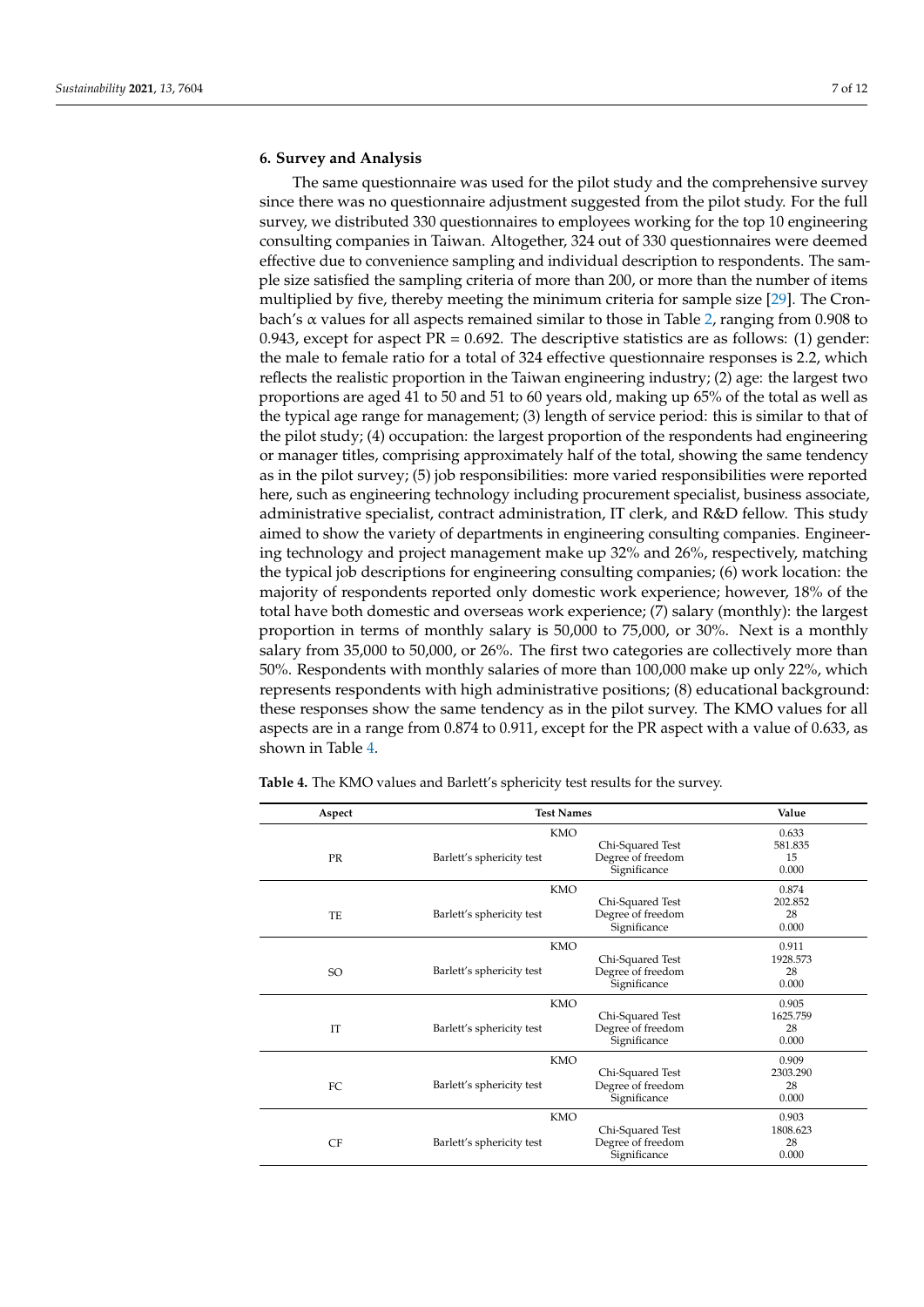## 6. Survey and Analysis

The same questionnaire was used for the pilot study and the comprehensive survey since there was no questionnaire adjustment suggested from the pilot study. For the full survey, we distributed 330 questionnaires to employees working for the top 10 engineering consulting companies in Taiwan. Altogether, 324 out of 330 questionnaires were deemed effective due to convenience sampling and individual description to respondents. The sample size satisfied the sampling criteria of more than 200, or more than the number of items multiplied by five, thereby meeting the minimum criteria for sample size [29]. The Cronbach's $\alpha$ values for all aspects remained similar to those in Table 2, ranging from 0.908 to 0.943, except for aspect PR = 0.692. The descriptive statistics are as follows: (1) gender: the male to female ratio for a total of 324 effective questionnaire responses is 2.2, which reflects the realistic proportion in the Taiwan engineering industry; (2) age: the largest two proportions are aged 41 to 50 and 51 to 60 years old, making up 65% of the total as well as the typical age range for management; (3) length of service period: this is similar to that of the pilot study; (4) occupation: the largest proportion of the respondents had engineering or manager titles, comprising approximately half of the total, showing the same tendency as in the pilot survey; (5) job responsibilities: more varied responsibilities were reported here, such as engineering technology including procurement specialist, business associate, administrative specialist, contract administration, IT clerk, and R&D fellow. This study aimed to show the variety of departments in engineering consulting companies. Engineering technology and project management make up 32% and 26%, respectively, matching the typical job descriptions for engineering consulting companies; (6) work location: the majority of respondents reported only domestic work experience; however, 18% of the total have both domestic and overseas work experience; (7) salary (monthly): the largest proportion in terms of monthly salary is 50,000 to 75,000, or 30%. Next is a monthly salary from 35,000 to 50,000, or 26%. The first two categories are collectively more than 50%. Respondents with monthly salaries of more than 100,000 make up only 22%, which represents respondents with high administrative positions; (8) educational background: these responses show the same tendency as in the pilot survey. The KMO values for all aspects are in a range from 0.874 to 0.911, except for the PR aspect with a value of 0.633, as shown in Table 4.

**Table 4.** The KMO values and Barlett's sphericity test results for the survey.

| Aspect | Test Names | | Value |
|---|---|---|---|
| PR | KMO | | 0.633 |
| | Barlett's sphericity test | Chi-Squared Test | 581.835 |
| | | Degree of freedom | 15 |
| | | Significance | 0.000 |
| TE | KMO | | 0.874 |
| | Barlett's sphericity test | Chi-Squared Test | 202.852 |
| | | Degree of freedom | 28 |
| | | Significance | 0.000 |
| SO | KMO | | 0.911 |
| | Barlett's sphericity test | Chi-Squared Test | 1928.573 |
| | | Degree of freedom | 28 |
| | | Significance | 0.000 |
| IT | KMO | | 0.905 |
| | Barlett's sphericity test | Chi-Squared Test | 1625.759 |
| | | Degree of freedom | 28 |
| | | Significance | 0.000 |
| FC | KMO | | 0.909 |
| | Barlett's sphericity test | Chi-Squared Test | 2303.290 |
| | | Degree of freedom | 28 |
| | | Significance | 0.000 |
| CF | KMO | | 0.903 |
| | Barlett's sphericity test | Chi-Squared Test | 1808.623 |
| | | Degree of freedom | 28 |
| | | Significance | 0.000 |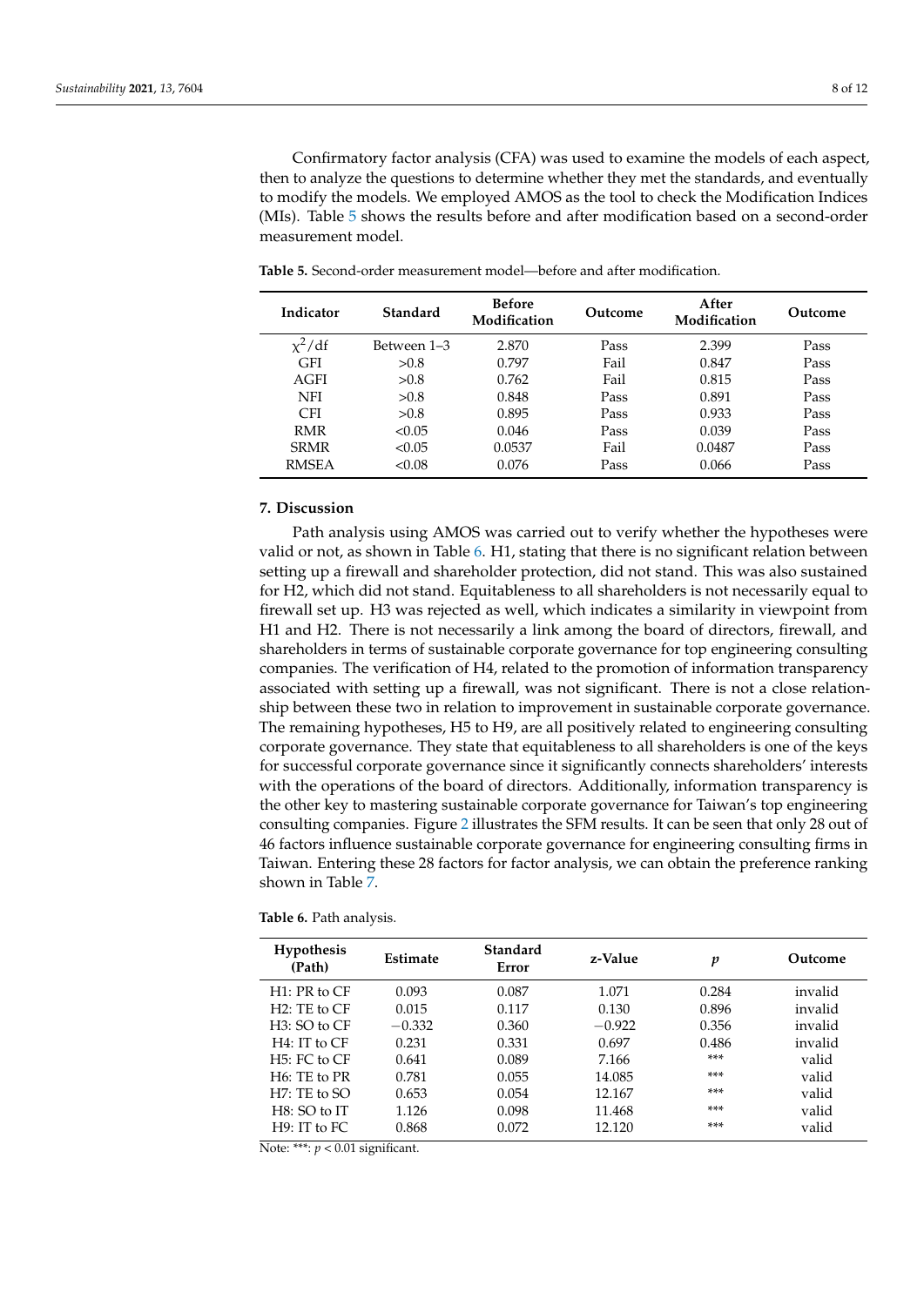Confirmatory factor analysis (CFA) was used to examine the models of each aspect, then to analyze the questions to determine whether they met the standards, and eventually to modify the models. We employed AMOS as the tool to check the Modification Indices (MIs). Table 5 shows the results before and after modification based on a second-order measurement model.

**Table 5.** Second-order measurement model—before and after modification.

| Indicator | Standard | Before Modification | Outcome | After Modification | Outcome |
|---|---|---|---|---|---|
| $\chi^2$/df | Between 1–3 | 2.870 | Pass | 2.399 | Pass |
| GFI | >0.8 | 0.797 | Fail | 0.847 | Pass |
| AGFI | >0.8 | 0.762 | Fail | 0.815 | Pass |
| NFI | >0.8 | 0.848 | Pass | 0.891 | Pass |
| CFI | >0.8 | 0.895 | Pass | 0.933 | Pass |
| RMR | <0.05 | 0.046 | Pass | 0.039 | Pass |
| SRMR | <0.05 | 0.0537 | Fail | 0.0487 | Pass |
| RMSEA | <0.08 | 0.076 | Pass | 0.066 | Pass |

## 7. Discussion

Path analysis using AMOS was carried out to verify whether the hypotheses were valid or not, as shown in Table 6. H1, stating that there is no significant relation between setting up a firewall and shareholder protection, did not stand. This was also sustained for H2, which did not stand. Equitableness to all shareholders is not necessarily equal to firewall set up. H3 was rejected as well, which indicates a similarity in viewpoint from H1 and H2. There is not necessarily a link among the board of directors, firewall, and shareholders in terms of sustainable corporate governance for top engineering consulting companies. The verification of H4, related to the promotion of information transparency associated with setting up a firewall, was not significant. There is not a close relationship between these two in relation to improvement in sustainable corporate governance. The remaining hypotheses, H5 to H9, are all positively related to engineering consulting corporate governance. They state that equitableness to all shareholders is one of the keys for successful corporate governance since it significantly connects shareholders' interests with the operations of the board of directors. Additionally, information transparency is the other key to mastering sustainable corporate governance for Taiwan's top engineering consulting companies. Figure 2 illustrates the SFM results. It can be seen that only 28 out of 46 factors influence sustainable corporate governance for engineering consulting firms in Taiwan. Entering these 28 factors for factor analysis, we can obtain the preference ranking shown in Table 7.

**Table 6.** Path analysis.

| Hypothesis (Path) | Estimate | Standard Error | z-Value | $p$ | Outcome |
|---|---|---|---|---|---|
| H1: PR to CF | 0.093 | 0.087 | 1.071 | 0.284 | invalid |
| H2: TE to CF | 0.015 | 0.117 | 0.130 | 0.896 | invalid |
| H3: SO to CF | −0.332 | 0.360 | −0.922 | 0.356 | invalid |
| H4: IT to CF | 0.231 | 0.331 | 0.697 | 0.486 | invalid |
| H5: FC to CF | 0.641 | 0.089 | 7.166 | *** | valid |
| H6: TE to PR | 0.781 | 0.055 | 14.085 | *** | valid |
| H7: TE to SO | 0.653 | 0.054 | 12.167 | *** | valid |
| H8: SO to IT | 1.126 | 0.098 | 11.468 | *** | valid |
| H9: IT to FC | 0.868 | 0.072 | 12.120 | *** | valid |

Note: ***: $p < 0.01$ significant.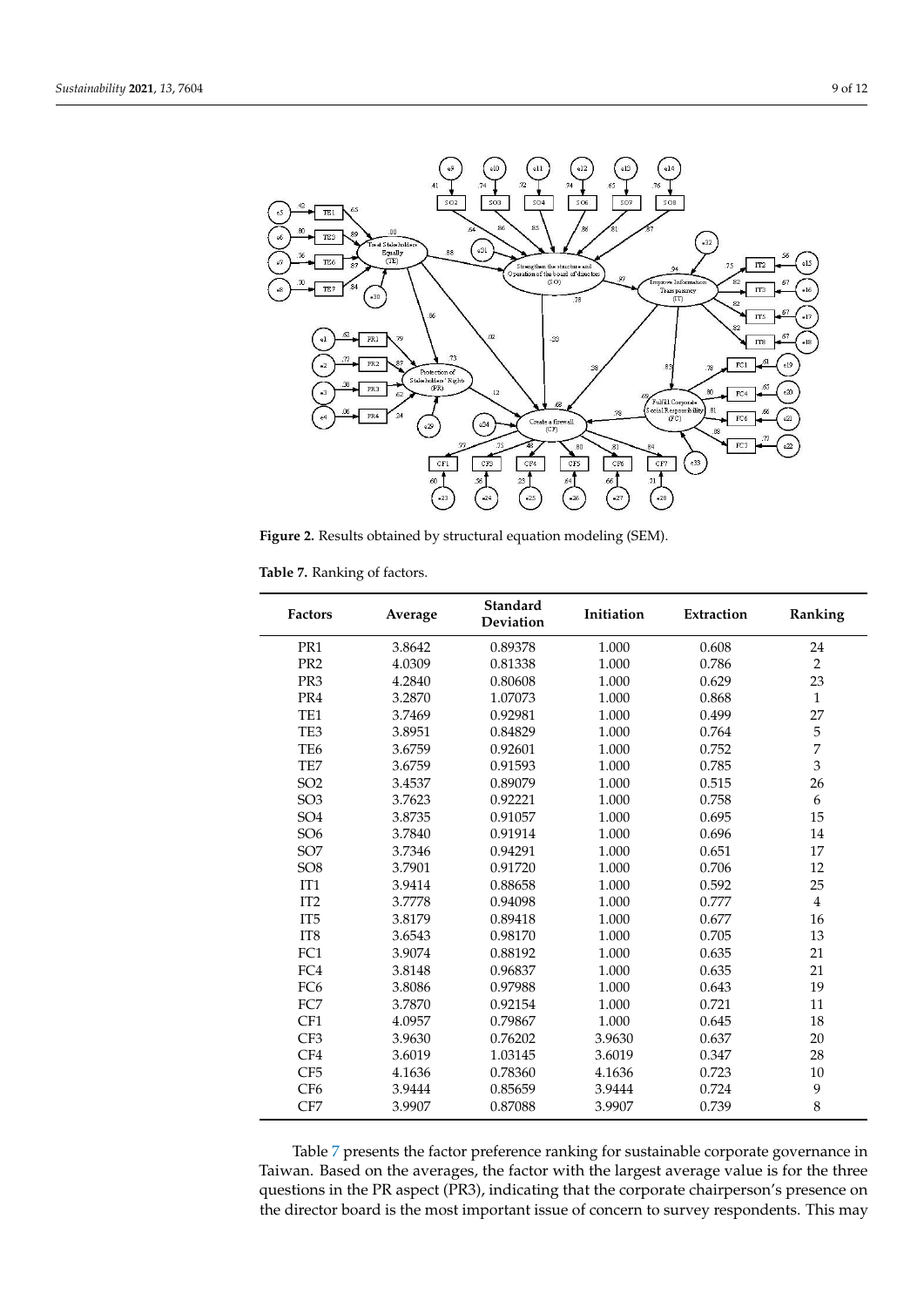**Figure 2.** Results obtained by structural equation modeling (SEM).

**Table 7.** Ranking of factors.

| Factors | Average | Standard Deviation | Initiation | Extraction | Ranking |
|---|---|---|---|---|---|
| PR1 | 3.8642 | 0.89378 | 1.000 | 0.608 | 24 |
| PR2 | 4.0309 | 0.81338 | 1.000 | 0.786 | 2 |
| PR3 | 4.2840 | 0.80608 | 1.000 | 0.629 | 23 |
| PR4 | 3.2870 | 1.07073 | 1.000 | 0.868 | 1 |
| TE1 | 3.7469 | 0.92981 | 1.000 | 0.499 | 27 |
| TE3 | 3.8951 | 0.84829 | 1.000 | 0.764 | 5 |
| TE6 | 3.6759 | 0.92601 | 1.000 | 0.752 | 7 |
| TE7 | 3.6759 | 0.91593 | 1.000 | 0.785 | 3 |
| SO2 | 3.4537 | 0.89079 | 1.000 | 0.515 | 26 |
| SO3 | 3.7623 | 0.92221 | 1.000 | 0.758 | 6 |
| SO4 | 3.8735 | 0.91057 | 1.000 | 0.695 | 15 |
| SO6 | 3.7840 | 0.91914 | 1.000 | 0.696 | 14 |
| SO7 | 3.7346 | 0.94291 | 1.000 | 0.651 | 17 |
| SO8 | 3.7901 | 0.91720 | 1.000 | 0.706 | 12 |
| IT1 | 3.9414 | 0.88658 | 1.000 | 0.592 | 25 |
| IT2 | 3.7778 | 0.94098 | 1.000 | 0.777 | 4 |
| IT5 | 3.8179 | 0.89418 | 1.000 | 0.677 | 16 |
| IT8 | 3.6543 | 0.98170 | 1.000 | 0.705 | 13 |
| FC1 | 3.9074 | 0.88192 | 1.000 | 0.635 | 21 |
| FC4 | 3.8148 | 0.96837 | 1.000 | 0.635 | 21 |
| FC6 | 3.8086 | 0.97988 | 1.000 | 0.643 | 19 |
| FC7 | 3.7870 | 0.92154 | 1.000 | 0.721 | 11 |
| CF1 | 4.0957 | 0.79867 | 1.000 | 0.645 | 18 |
| CF3 | 3.9630 | 0.76202 | 3.9630 | 0.637 | 20 |
| CF4 | 3.6019 | 1.03145 | 3.6019 | 0.347 | 28 |
| CF5 | 4.1636 | 0.78360 | 4.1636 | 0.723 | 10 |
| CF6 | 3.9444 | 0.85659 | 3.9444 | 0.724 | 9 |
| CF7 | 3.9907 | 0.87088 | 3.9907 | 0.739 | 8 |

Table 7 presents the factor preference ranking for sustainable corporate governance in Taiwan. Based on the averages, the factor with the largest average value is for the three questions in the PR aspect (PR3), indicating that the corporate chairperson's presence on the director board is the most important issue of concern to survey respondents. This may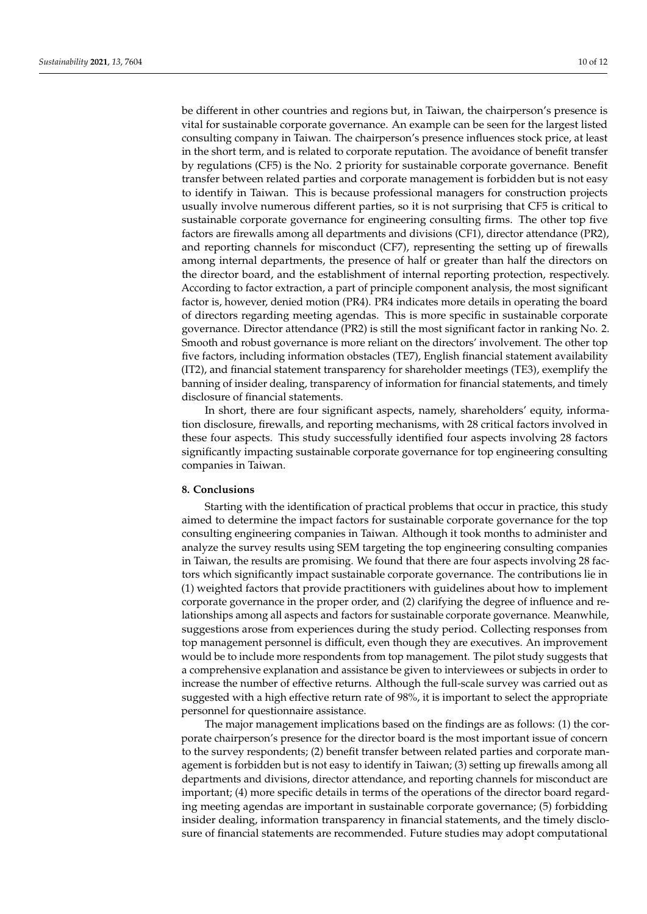be different in other countries and regions but, in Taiwan, the chairperson's presence is vital for sustainable corporate governance. An example can be seen for the largest listed consulting company in Taiwan. The chairperson's presence influences stock price, at least in the short term, and is related to corporate reputation. The avoidance of benefit transfer by regulations (CF5) is the No. 2 priority for sustainable corporate governance. Benefit transfer between related parties and corporate management is forbidden but is not easy to identify in Taiwan. This is because professional managers for construction projects usually involve numerous different parties, so it is not surprising that CF5 is critical to sustainable corporate governance for engineering consulting firms. The other top five factors are firewalls among all departments and divisions (CF1), director attendance (PR2), and reporting channels for misconduct (CF7), representing the setting up of firewalls among internal departments, the presence of half or greater than half the directors on the director board, and the establishment of internal reporting protection, respectively. According to factor extraction, a part of principle component analysis, the most significant factor is, however, denied motion (PR4). PR4 indicates more details in operating the board of directors regarding meeting agendas. This is more specific in sustainable corporate governance. Director attendance (PR2) is still the most significant factor in ranking No. 2. Smooth and robust governance is more reliant on the directors' involvement. The other top five factors, including information obstacles (TE7), English financial statement availability (IT2), and financial statement transparency for shareholder meetings (TE3), exemplify the banning of insider dealing, transparency of information for financial statements, and timely disclosure of financial statements.

In short, there are four significant aspects, namely, shareholders' equity, information disclosure, firewalls, and reporting mechanisms, with 28 critical factors involved in these four aspects. This study successfully identified four aspects involving 28 factors significantly impacting sustainable corporate governance for top engineering consulting companies in Taiwan.

## 8. Conclusions

Starting with the identification of practical problems that occur in practice, this study aimed to determine the impact factors for sustainable corporate governance for the top consulting engineering companies in Taiwan. Although it took months to administer and analyze the survey results using SEM targeting the top engineering consulting companies in Taiwan, the results are promising. We found that there are four aspects involving 28 factors which significantly impact sustainable corporate governance. The contributions lie in (1) weighted factors that provide practitioners with guidelines about how to implement corporate governance in the proper order, and (2) clarifying the degree of influence and relationships among all aspects and factors for sustainable corporate governance. Meanwhile, suggestions arose from experiences during the study period. Collecting responses from top management personnel is difficult, even though they are executives. An improvement would be to include more respondents from top management. The pilot study suggests that a comprehensive explanation and assistance be given to interviewees or subjects in order to increase the number of effective returns. Although the full-scale survey was carried out as suggested with a high effective return rate of 98%, it is important to select the appropriate personnel for questionnaire assistance.

The major management implications based on the findings are as follows: (1) the corporate chairperson's presence for the director board is the most important issue of concern to the survey respondents; (2) benefit transfer between related parties and corporate management is forbidden but is not easy to identify in Taiwan; (3) setting up firewalls among all departments and divisions, director attendance, and reporting channels for misconduct are important; (4) more specific details in terms of the operations of the director board regarding meeting agendas are important in sustainable corporate governance; (5) forbidding insider dealing, information transparency in financial statements, and the timely disclosure of financial statements are recommended. Future studies may adopt computational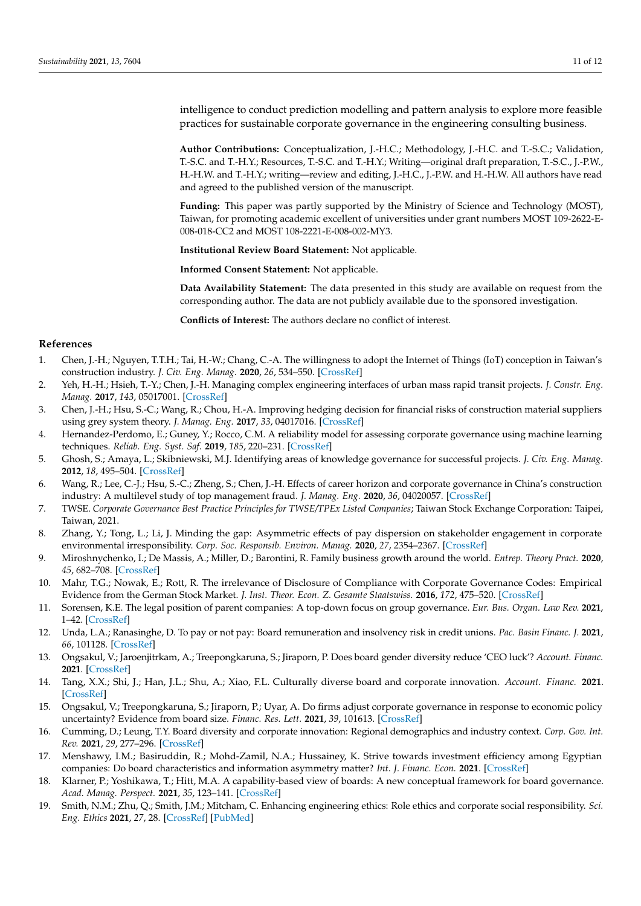intelligence to conduct prediction modelling and pattern analysis to explore more feasible practices for sustainable corporate governance in the engineering consulting business.

**Author Contributions:** Conceptualization, J.-H.C.; Methodology, J.-H.C. and T.-S.C.; Validation, T.-S.C. and T.-H.Y.; Resources, T.-S.C. and T.-H.Y.; Writing—original draft preparation, T.-S.C., J.-P.W., H.-H.W. and T.-H.Y.; writing—review and editing, J.-H.C., J.-P.W. and H.-H.W. All authors have read and agreed to the published version of the manuscript.

**Funding:** This paper was partly supported by the Ministry of Science and Technology (MOST), Taiwan, for promoting academic excellent of universities under grant numbers MOST 109-2622-E-008-018-CC2 and MOST 108-2221-E-008-002-MY3.

**Institutional Review Board Statement:** Not applicable.

**Informed Consent Statement:** Not applicable.

**Data Availability Statement:** The data presented in this study are available on request from the corresponding author. The data are not publicly available due to the sponsored investigation.

**Conflicts of Interest:** The authors declare no conflict of interest.

## References

1. Chen, J.-H.; Nguyen, T.T.H.; Tai, H.-W.; Chang, C.-A. The willingness to adopt the Internet of Things (IoT) conception in Taiwan's construction industry. *J. Civ. Eng. Manag.* **2020**, *26*, 534–550. [CrossRef]
2. Yeh, H.-H.; Hsieh, T.-Y.; Chen, J.-H. Managing complex engineering interfaces of urban mass rapid transit projects. *J. Constr. Eng. Manag.* **2017**, *143*, 05017001. [CrossRef]
3. Chen, J.-H.; Hsu, S.-C.; Wang, R.; Chou, H.-A. Improving hedging decision for financial risks of construction material suppliers using grey system theory. *J. Manag. Eng.* **2017**, *33*, 04017016. [CrossRef]
4. Hernandez-Perdomo, E.; Guney, Y.; Rocco, C.M. A reliability model for assessing corporate governance using machine learning techniques. *Reliab. Eng. Syst. Saf.* **2019**, *185*, 220–231. [CrossRef]
5. Ghosh, S.; Amaya, L.; Skibniewski, M.J. Identifying areas of knowledge governance for successful projects. *J. Civ. Eng. Manag.* **2012**, *18*, 495–504. [CrossRef]
6. Wang, R.; Lee, C.-J.; Hsu, S.-C.; Zheng, S.; Chen, J.-H. Effects of career horizon and corporate governance in China's construction industry: A multilevel study of top management fraud. *J. Manag. Eng.* **2020**, *36*, 04020057. [CrossRef]
7. TWSE. *Corporate Governance Best Practice Principles for TWSE/TPEx Listed Companies*; Taiwan Stock Exchange Corporation: Taipei, Taiwan, 2021.
8. Zhang, Y.; Tong, L.; Li, J. Minding the gap: Asymmetric effects of pay dispersion on stakeholder engagement in corporate environmental irresponsibility. *Corp. Soc. Responsib. Environ. Manag.* **2020**, *27*, 2354–2367. [CrossRef]
9. Miroshnychenko, I.; De Massis, A.; Miller, D.; Barontini, R. Family business growth around the world. *Entrep. Theory Pract.* **2020**, *45*, 682–708. [CrossRef]
10. Mahr, T.G.; Nowak, E.; Rott, R. The irrelevance of Disclosure of Compliance with Corporate Governance Codes: Empirical Evidence from the German Stock Market. *J. Inst. Theor. Econ. Z. Gesamte Staatswiss.* **2016**, *172*, 475–520. [CrossRef]
11. Sorensen, K.E. The legal position of parent companies: A top-down focus on group governance. *Eur. Bus. Organ. Law Rev.* **2021**, 1–42. [CrossRef]
12. Unda, L.A.; Ranasinghe, D. To pay or not pay: Board remuneration and insolvency risk in credit unions. *Pac. Basin Financ. J.* **2021**, *66*, 101128. [CrossRef]
13. Ongsakul, V.; Jaroenjitrkam, A.; Treepongkaruna, S.; Jiraporn, P. Does board gender diversity reduce 'CEO luck'? *Account. Financ.* **2021**. [CrossRef]
14. Tang, X.X.; Shi, J.; Han, J.L.; Shu, A.; Xiao, F.L. Culturally diverse board and corporate innovation. *Account. Financ.* **2021**. [CrossRef]
15. Ongsakul, V.; Treepongkaruna, S.; Jiraporn, P.; Uyar, A. Do firms adjust corporate governance in response to economic policy uncertainty? Evidence from board size. *Financ. Res. Lett.* **2021**, *39*, 101613. [CrossRef]
16. Cumming, D.; Leung, T.Y. Board diversity and corporate innovation: Regional demographics and industry context. *Corp. Gov. Int. Rev.* **2021**, *29*, 277–296. [CrossRef]
17. Menshawy, I.M.; Basiruddin, R.; Mohd-Zamil, N.A.; Hussainey, K. Strive towards investment efficiency among Egyptian companies: Do board characteristics and information asymmetry matter? *Int. J. Financ. Econ.* **2021**. [CrossRef]
18. Klarner, P.; Yoshikawa, T.; Hitt, M.A. A capability-based view of boards: A new conceptual framework for board governance. *Acad. Manag. Perspect.* **2021**, *35*, 123–141. [CrossRef]
19. Smith, N.M.; Zhu, Q.; Smith, J.M.; Mitcham, C. Enhancing engineering ethics: Role ethics and corporate social responsibility. *Sci. Eng. Ethics* **2021**, *27*, 28. [CrossRef] [PubMed]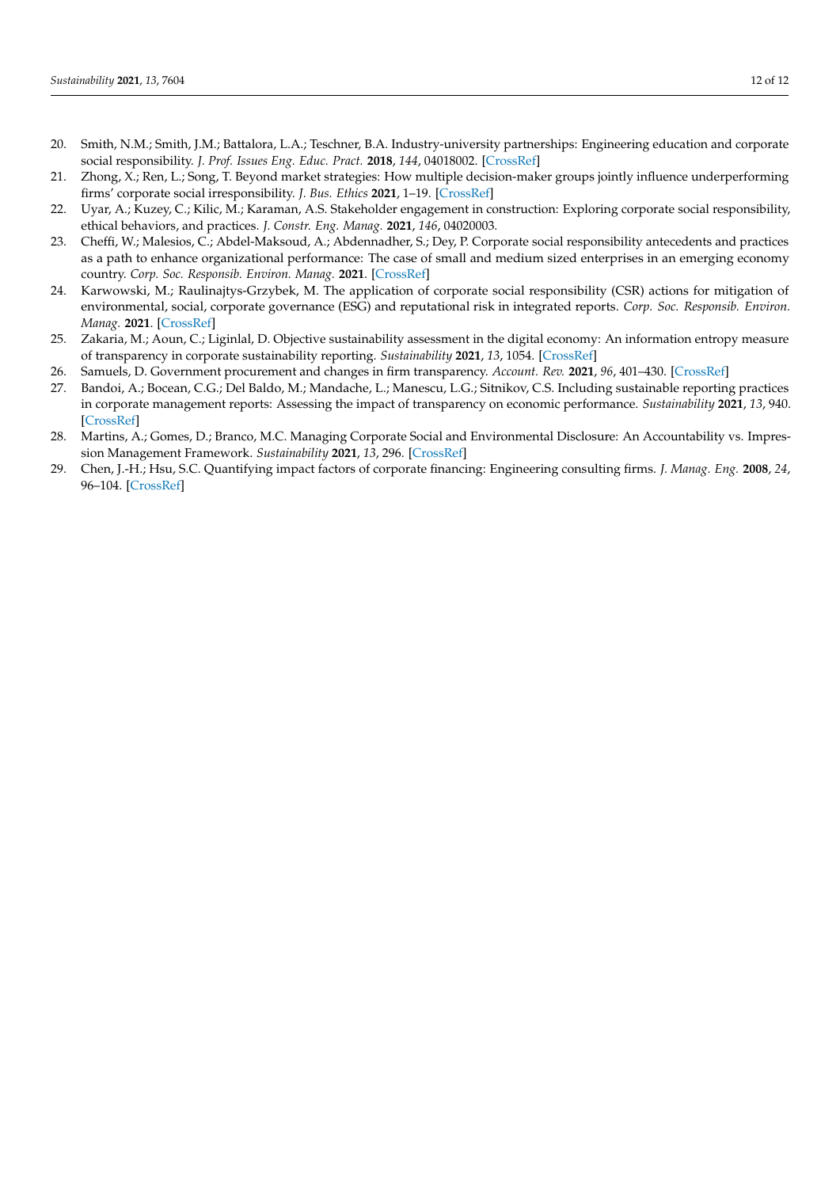20. Smith, N.M.; Smith, J.M.; Battalora, L.A.; Teschner, B.A. Industry-university partnerships: Engineering education and corporate social responsibility. *J. Prof. Issues Eng. Educ. Pract.* **2018**, *144*, 04018002. [CrossRef]
21. Zhong, X.; Ren, L.; Song, T. Beyond market strategies: How multiple decision-maker groups jointly influence underperforming firms' corporate social irresponsibility. *J. Bus. Ethics* **2021**, 1–19. [CrossRef]
22. Uyar, A.; Kuzey, C.; Kilic, M.; Karaman, A.S. Stakeholder engagement in construction: Exploring corporate social responsibility, ethical behaviors, and practices. *J. Constr. Eng. Manag.* **2021**, *146*, 04020003.
23. Cheffi, W.; Malesios, C.; Abdel-Maksoud, A.; Abdennadher, S.; Dey, P. Corporate social responsibility antecedents and practices as a path to enhance organizational performance: The case of small and medium sized enterprises in an emerging economy country. *Corp. Soc. Responsib. Environ. Manag.* **2021**. [CrossRef]
24. Karwowski, M.; Raulinajtys-Grzybek, M. The application of corporate social responsibility (CSR) actions for mitigation of environmental, social, corporate governance (ESG) and reputational risk in integrated reports. *Corp. Soc. Responsib. Environ. Manag.* **2021**. [CrossRef]
25. Zakaria, M.; Aoun, C.; Liginlal, D. Objective sustainability assessment in the digital economy: An information entropy measure of transparency in corporate sustainability reporting. *Sustainability* **2021**, *13*, 1054. [CrossRef]
26. Samuels, D. Government procurement and changes in firm transparency. *Account. Rev.* **2021**, *96*, 401–430. [CrossRef]
27. Bandoi, A.; Bocean, C.G.; Del Baldo, M.; Mandache, L.; Manescu, L.G.; Sitnikov, C.S. Including sustainable reporting practices in corporate management reports: Assessing the impact of transparency on economic performance. *Sustainability* **2021**, *13*, 940. [CrossRef]
28. Martins, A.; Gomes, D.; Branco, M.C. Managing Corporate Social and Environmental Disclosure: An Accountability vs. Impression Management Framework. *Sustainability* **2021**, *13*, 296. [CrossRef]
29. Chen, J.-H.; Hsu, S.C. Quantifying impact factors of corporate financing: Engineering consulting firms. *J. Manag. Eng.* **2008**, *24*, 96–104. [CrossRef]